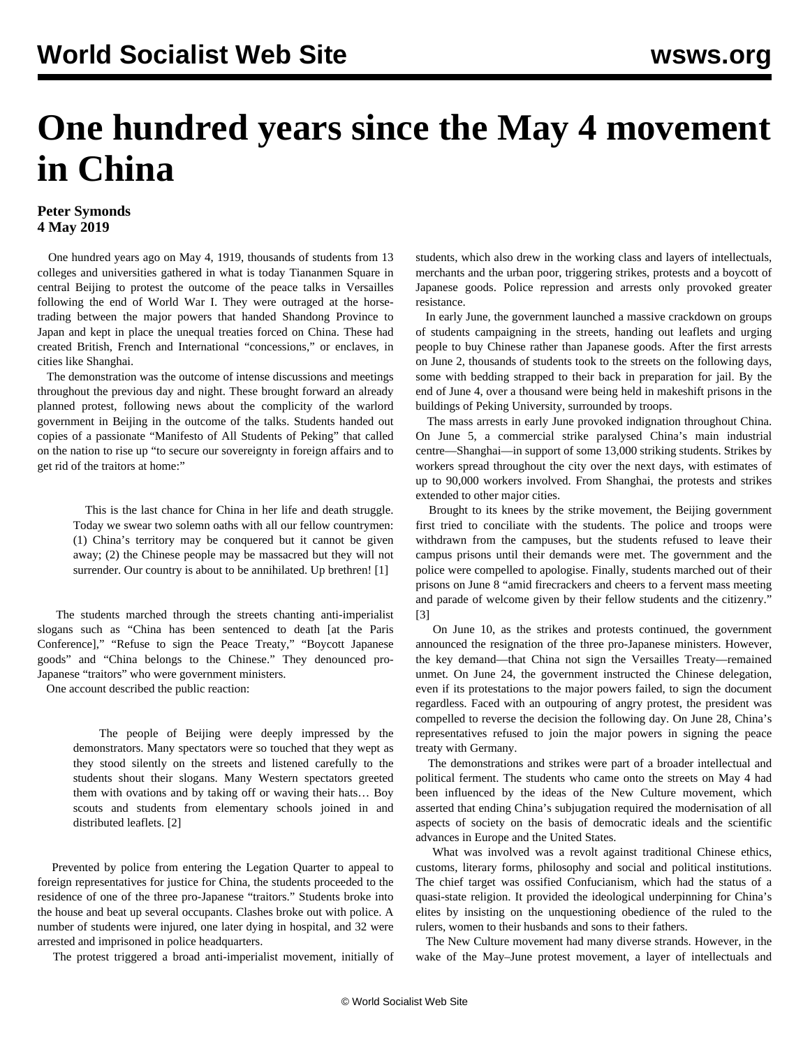# One hundred years since the May 4 movement in China

**Peter Symonds**
**4 May 2019**

One hundred years ago on May 4, 1919, thousands of students from 13 colleges and universities gathered in what is today Tiananmen Square in central Beijing to protest the outcome of the peace talks in Versailles following the end of World War I. They were outraged at the horse-trading between the major powers that handed Shandong Province to Japan and kept in place the unequal treaties forced on China. These had created British, French and International "concessions," or enclaves, in cities like Shanghai.

The demonstration was the outcome of intense discussions and meetings throughout the previous day and night. These brought forward an already planned protest, following news about the complicity of the warlord government in Beijing in the outcome of the talks. Students handed out copies of a passionate "Manifesto of All Students of Peking" that called on the nation to rise up "to secure our sovereignty in foreign affairs and to get rid of the traitors at home:"

> This is the last chance for China in her life and death struggle. Today we swear two solemn oaths with all our fellow countrymen: (1) China's territory may be conquered but it cannot be given away; (2) the Chinese people may be massacred but they will not surrender. Our country is about to be annihilated. Up brethren! [1]

The students marched through the streets chanting anti-imperialist slogans such as "China has been sentenced to death [at the Paris Conference]," "Refuse to sign the Peace Treaty," "Boycott Japanese goods" and "China belongs to the Chinese." They denounced pro-Japanese "traitors" who were government ministers.

One account described the public reaction:

> The people of Beijing were deeply impressed by the demonstrators. Many spectators were so touched that they wept as they stood silently on the streets and listened carefully to the students shout their slogans. Many Western spectators greeted them with ovations and by taking off or waving their hats… Boy scouts and students from elementary schools joined in and distributed leaflets. [2]

Prevented by police from entering the Legation Quarter to appeal to foreign representatives for justice for China, the students proceeded to the residence of one of the three pro-Japanese "traitors." Students broke into the house and beat up several occupants. Clashes broke out with police. A number of students were injured, one later dying in hospital, and 32 were arrested and imprisoned in police headquarters.

The protest triggered a broad anti-imperialist movement, initially of students, which also drew in the working class and layers of intellectuals, merchants and the urban poor, triggering strikes, protests and a boycott of Japanese goods. Police repression and arrests only provoked greater resistance.

In early June, the government launched a massive crackdown on groups of students campaigning in the streets, handing out leaflets and urging people to buy Chinese rather than Japanese goods. After the first arrests on June 2, thousands of students took to the streets on the following days, some with bedding strapped to their back in preparation for jail. By the end of June 4, over a thousand were being held in makeshift prisons in the buildings of Peking University, surrounded by troops.

The mass arrests in early June provoked indignation throughout China. On June 5, a commercial strike paralysed China's main industrial centre—Shanghai—in support of some 13,000 striking students. Strikes by workers spread throughout the city over the next days, with estimates of up to 90,000 workers involved. From Shanghai, the protests and strikes extended to other major cities.

Brought to its knees by the strike movement, the Beijing government first tried to conciliate with the students. The police and troops were withdrawn from the campuses, but the students refused to leave their campus prisons until their demands were met. The government and the police were compelled to apologise. Finally, students marched out of their prisons on June 8 "amid firecrackers and cheers to a fervent mass meeting and parade of welcome given by their fellow students and the citizenry." [3]

On June 10, as the strikes and protests continued, the government announced the resignation of the three pro-Japanese ministers. However, the key demand—that China not sign the Versailles Treaty—remained unmet. On June 24, the government instructed the Chinese delegation, even if its protestations to the major powers failed, to sign the document regardless. Faced with an outpouring of angry protest, the president was compelled to reverse the decision the following day. On June 28, China's representatives refused to join the major powers in signing the peace treaty with Germany.

The demonstrations and strikes were part of a broader intellectual and political ferment. The students who came onto the streets on May 4 had been influenced by the ideas of the New Culture movement, which asserted that ending China's subjugation required the modernisation of all aspects of society on the basis of democratic ideals and the scientific advances in Europe and the United States.

What was involved was a revolt against traditional Chinese ethics, customs, literary forms, philosophy and social and political institutions. The chief target was ossified Confucianism, which had the status of a quasi-state religion. It provided the ideological underpinning for China's elites by insisting on the unquestioning obedience of the ruled to the rulers, women to their husbands and sons to their fathers.

The New Culture movement had many diverse strands. However, in the wake of the May–June protest movement, a layer of intellectuals and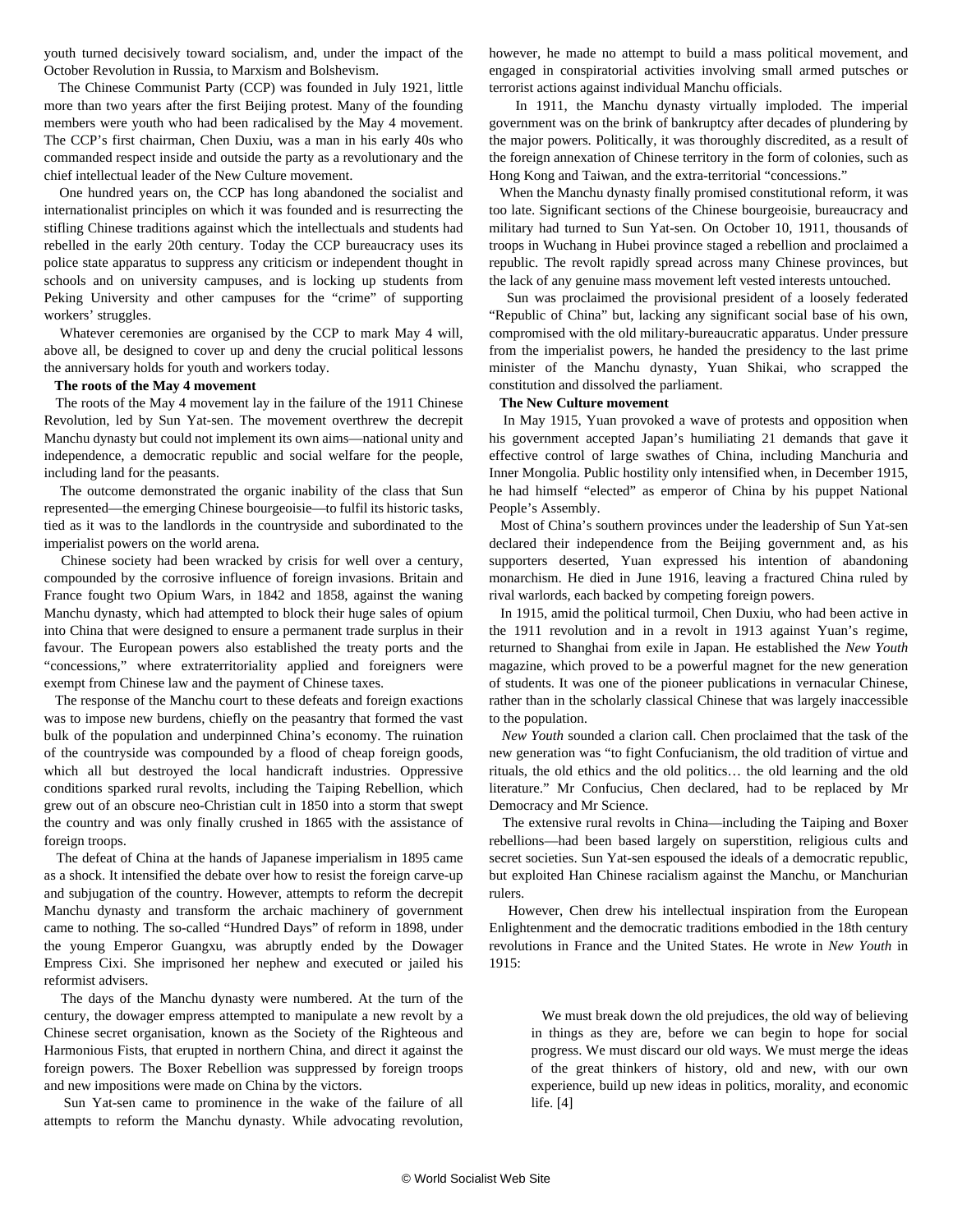youth turned decisively toward socialism, and, under the impact of the October Revolution in Russia, to Marxism and Bolshevism.

The Chinese Communist Party (CCP) was founded in July 1921, little more than two years after the first Beijing protest. Many of the founding members were youth who had been radicalised by the May 4 movement. The CCP's first chairman, Chen Duxiu, was a man in his early 40s who commanded respect inside and outside the party as a revolutionary and the chief intellectual leader of the New Culture movement.

One hundred years on, the CCP has long abandoned the socialist and internationalist principles on which it was founded and is resurrecting the stifling Chinese traditions against which the intellectuals and students had rebelled in the early 20th century. Today the CCP bureaucracy uses its police state apparatus to suppress any criticism or independent thought in schools and on university campuses, and is locking up students from Peking University and other campuses for the "crime" of supporting workers' struggles.

Whatever ceremonies are organised by the CCP to mark May 4 will, above all, be designed to cover up and deny the crucial political lessons the anniversary holds for youth and workers today.

**The roots of the May 4 movement**

The roots of the May 4 movement lay in the failure of the 1911 Chinese Revolution, led by Sun Yat-sen. The movement overthrew the decrepit Manchu dynasty but could not implement its own aims—national unity and independence, a democratic republic and social welfare for the people, including land for the peasants.

The outcome demonstrated the organic inability of the class that Sun represented—the emerging Chinese bourgeoisie—to fulfil its historic tasks, tied as it was to the landlords in the countryside and subordinated to the imperialist powers on the world arena.

Chinese society had been wracked by crisis for well over a century, compounded by the corrosive influence of foreign invasions. Britain and France fought two Opium Wars, in 1842 and 1858, against the waning Manchu dynasty, which had attempted to block their huge sales of opium into China that were designed to ensure a permanent trade surplus in their favour. The European powers also established the treaty ports and the "concessions," where extraterritoriality applied and foreigners were exempt from Chinese law and the payment of Chinese taxes.

The response of the Manchu court to these defeats and foreign exactions was to impose new burdens, chiefly on the peasantry that formed the vast bulk of the population and underpinned China's economy. The ruination of the countryside was compounded by a flood of cheap foreign goods, which all but destroyed the local handicraft industries. Oppressive conditions sparked rural revolts, including the Taiping Rebellion, which grew out of an obscure neo-Christian cult in 1850 into a storm that swept the country and was only finally crushed in 1865 with the assistance of foreign troops.

The defeat of China at the hands of Japanese imperialism in 1895 came as a shock. It intensified the debate over how to resist the foreign carve-up and subjugation of the country. However, attempts to reform the decrepit Manchu dynasty and transform the archaic machinery of government came to nothing. The so-called "Hundred Days" of reform in 1898, under the young Emperor Guangxu, was abruptly ended by the Dowager Empress Cixi. She imprisoned her nephew and executed or jailed his reformist advisers.

The days of the Manchu dynasty were numbered. At the turn of the century, the dowager empress attempted to manipulate a new revolt by a Chinese secret organisation, known as the Society of the Righteous and Harmonious Fists, that erupted in northern China, and direct it against the foreign powers. The Boxer Rebellion was suppressed by foreign troops and new impositions were made on China by the victors.

Sun Yat-sen came to prominence in the wake of the failure of all attempts to reform the Manchu dynasty. While advocating revolution, however, he made no attempt to build a mass political movement, and engaged in conspiratorial activities involving small armed putsches or terrorist actions against individual Manchu officials.

In 1911, the Manchu dynasty virtually imploded. The imperial government was on the brink of bankruptcy after decades of plundering by the major powers. Politically, it was thoroughly discredited, as a result of the foreign annexation of Chinese territory in the form of colonies, such as Hong Kong and Taiwan, and the extra-territorial "concessions."

When the Manchu dynasty finally promised constitutional reform, it was too late. Significant sections of the Chinese bourgeoisie, bureaucracy and military had turned to Sun Yat-sen. On October 10, 1911, thousands of troops in Wuchang in Hubei province staged a rebellion and proclaimed a republic. The revolt rapidly spread across many Chinese provinces, but the lack of any genuine mass movement left vested interests untouched.

Sun was proclaimed the provisional president of a loosely federated "Republic of China" but, lacking any significant social base of his own, compromised with the old military-bureaucratic apparatus. Under pressure from the imperialist powers, he handed the presidency to the last prime minister of the Manchu dynasty, Yuan Shikai, who scrapped the constitution and dissolved the parliament.

**The New Culture movement**

In May 1915, Yuan provoked a wave of protests and opposition when his government accepted Japan's humiliating 21 demands that gave it effective control of large swathes of China, including Manchuria and Inner Mongolia. Public hostility only intensified when, in December 1915, he had himself "elected" as emperor of China by his puppet National People's Assembly.

Most of China's southern provinces under the leadership of Sun Yat-sen declared their independence from the Beijing government and, as his supporters deserted, Yuan expressed his intention of abandoning monarchism. He died in June 1916, leaving a fractured China ruled by rival warlords, each backed by competing foreign powers.

In 1915, amid the political turmoil, Chen Duxiu, who had been active in the 1911 revolution and in a revolt in 1913 against Yuan's regime, returned to Shanghai from exile in Japan. He established the *New Youth* magazine, which proved to be a powerful magnet for the new generation of students. It was one of the pioneer publications in vernacular Chinese, rather than in the scholarly classical Chinese that was largely inaccessible to the population.

*New Youth* sounded a clarion call. Chen proclaimed that the task of the new generation was "to fight Confucianism, the old tradition of virtue and rituals, the old ethics and the old politics… the old learning and the old literature." Mr Confucius, Chen declared, had to be replaced by Mr Democracy and Mr Science.

The extensive rural revolts in China—including the Taiping and Boxer rebellions—had been based largely on superstition, religious cults and secret societies. Sun Yat-sen espoused the ideals of a democratic republic, but exploited Han Chinese racialism against the Manchu, or Manchurian rulers.

However, Chen drew his intellectual inspiration from the European Enlightenment and the democratic traditions embodied in the 18th century revolutions in France and the United States. He wrote in *New Youth* in 1915:

> We must break down the old prejudices, the old way of believing in things as they are, before we can begin to hope for social progress. We must discard our old ways. We must merge the ideas of the great thinkers of history, old and new, with our own experience, build up new ideas in politics, morality, and economic life. [4]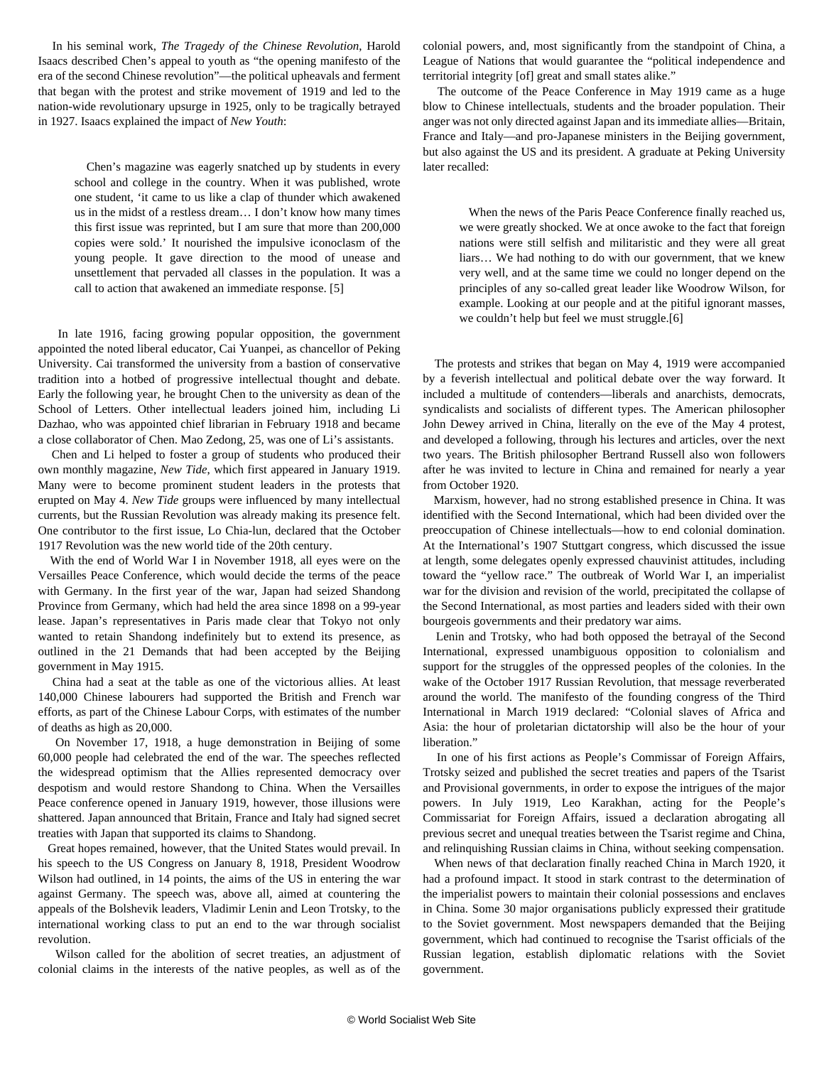In his seminal work, *The Tragedy of the Chinese Revolution*, Harold Isaacs described Chen's appeal to youth as "the opening manifesto of the era of the second Chinese revolution"—the political upheavals and ferment that began with the protest and strike movement of 1919 and led to the nation-wide revolutionary upsurge in 1925, only to be tragically betrayed in 1927. Isaacs explained the impact of *New Youth*:

> Chen's magazine was eagerly snatched up by students in every school and college in the country. When it was published, wrote one student, 'it came to us like a clap of thunder which awakened us in the midst of a restless dream… I don't know how many times this first issue was reprinted, but I am sure that more than 200,000 copies were sold.' It nourished the impulsive iconoclasm of the young people. It gave direction to the mood of unease and unsettlement that pervaded all classes in the population. It was a call to action that awakened an immediate response. [5]

In late 1916, facing growing popular opposition, the government appointed the noted liberal educator, Cai Yuanpei, as chancellor of Peking University. Cai transformed the university from a bastion of conservative tradition into a hotbed of progressive intellectual thought and debate. Early the following year, he brought Chen to the university as dean of the School of Letters. Other intellectual leaders joined him, including Li Dazhao, who was appointed chief librarian in February 1918 and became a close collaborator of Chen. Mao Zedong, 25, was one of Li's assistants.

Chen and Li helped to foster a group of students who produced their own monthly magazine, *New Tide*, which first appeared in January 1919. Many were to become prominent student leaders in the protests that erupted on May 4. *New Tide* groups were influenced by many intellectual currents, but the Russian Revolution was already making its presence felt. One contributor to the first issue, Lo Chia-lun, declared that the October 1917 Revolution was the new world tide of the 20th century.

With the end of World War I in November 1918, all eyes were on the Versailles Peace Conference, which would decide the terms of the peace with Germany. In the first year of the war, Japan had seized Shandong Province from Germany, which had held the area since 1898 on a 99-year lease. Japan's representatives in Paris made clear that Tokyo not only wanted to retain Shandong indefinitely but to extend its presence, as outlined in the 21 Demands that had been accepted by the Beijing government in May 1915.

China had a seat at the table as one of the victorious allies. At least 140,000 Chinese labourers had supported the British and French war efforts, as part of the Chinese Labour Corps, with estimates of the number of deaths as high as 20,000.

On November 17, 1918, a huge demonstration in Beijing of some 60,000 people had celebrated the end of the war. The speeches reflected the widespread optimism that the Allies represented democracy over despotism and would restore Shandong to China. When the Versailles Peace conference opened in January 1919, however, those illusions were shattered. Japan announced that Britain, France and Italy had signed secret treaties with Japan that supported its claims to Shandong.

Great hopes remained, however, that the United States would prevail. In his speech to the US Congress on January 8, 1918, President Woodrow Wilson had outlined, in 14 points, the aims of the US in entering the war against Germany. The speech was, above all, aimed at countering the appeals of the Bolshevik leaders, Vladimir Lenin and Leon Trotsky, to the international working class to put an end to the war through socialist revolution.

Wilson called for the abolition of secret treaties, an adjustment of colonial claims in the interests of the native peoples, as well as of the colonial powers, and, most significantly from the standpoint of China, a League of Nations that would guarantee the "political independence and territorial integrity [of] great and small states alike."

The outcome of the Peace Conference in May 1919 came as a huge blow to Chinese intellectuals, students and the broader population. Their anger was not only directed against Japan and its immediate allies—Britain, France and Italy—and pro-Japanese ministers in the Beijing government, but also against the US and its president. A graduate at Peking University later recalled:

> When the news of the Paris Peace Conference finally reached us, we were greatly shocked. We at once awoke to the fact that foreign nations were still selfish and militaristic and they were all great liars… We had nothing to do with our government, that we knew very well, and at the same time we could no longer depend on the principles of any so-called great leader like Woodrow Wilson, for example. Looking at our people and at the pitiful ignorant masses, we couldn't help but feel we must struggle.[6]

The protests and strikes that began on May 4, 1919 were accompanied by a feverish intellectual and political debate over the way forward. It included a multitude of contenders—liberals and anarchists, democrats, syndicalists and socialists of different types. The American philosopher John Dewey arrived in China, literally on the eve of the May 4 protest, and developed a following, through his lectures and articles, over the next two years. The British philosopher Bertrand Russell also won followers after he was invited to lecture in China and remained for nearly a year from October 1920.

Marxism, however, had no strong established presence in China. It was identified with the Second International, which had been divided over the preoccupation of Chinese intellectuals—how to end colonial domination. At the International's 1907 Stuttgart congress, which discussed the issue at length, some delegates openly expressed chauvinist attitudes, including toward the "yellow race." The outbreak of World War I, an imperialist war for the division and revision of the world, precipitated the collapse of the Second International, as most parties and leaders sided with their own bourgeois governments and their predatory war aims.

Lenin and Trotsky, who had both opposed the betrayal of the Second International, expressed unambiguous opposition to colonialism and support for the struggles of the oppressed peoples of the colonies. In the wake of the October 1917 Russian Revolution, that message reverberated around the world. The manifesto of the founding congress of the Third International in March 1919 declared: "Colonial slaves of Africa and Asia: the hour of proletarian dictatorship will also be the hour of your liberation."

In one of his first actions as People's Commissar of Foreign Affairs, Trotsky seized and published the secret treaties and papers of the Tsarist and Provisional governments, in order to expose the intrigues of the major powers. In July 1919, Leo Karakhan, acting for the People's Commissariat for Foreign Affairs, issued a declaration abrogating all previous secret and unequal treaties between the Tsarist regime and China, and relinquishing Russian claims in China, without seeking compensation.

When news of that declaration finally reached China in March 1920, it had a profound impact. It stood in stark contrast to the determination of the imperialist powers to maintain their colonial possessions and enclaves in China. Some 30 major organisations publicly expressed their gratitude to the Soviet government. Most newspapers demanded that the Beijing government, which had continued to recognise the Tsarist officials of the Russian legation, establish diplomatic relations with the Soviet government.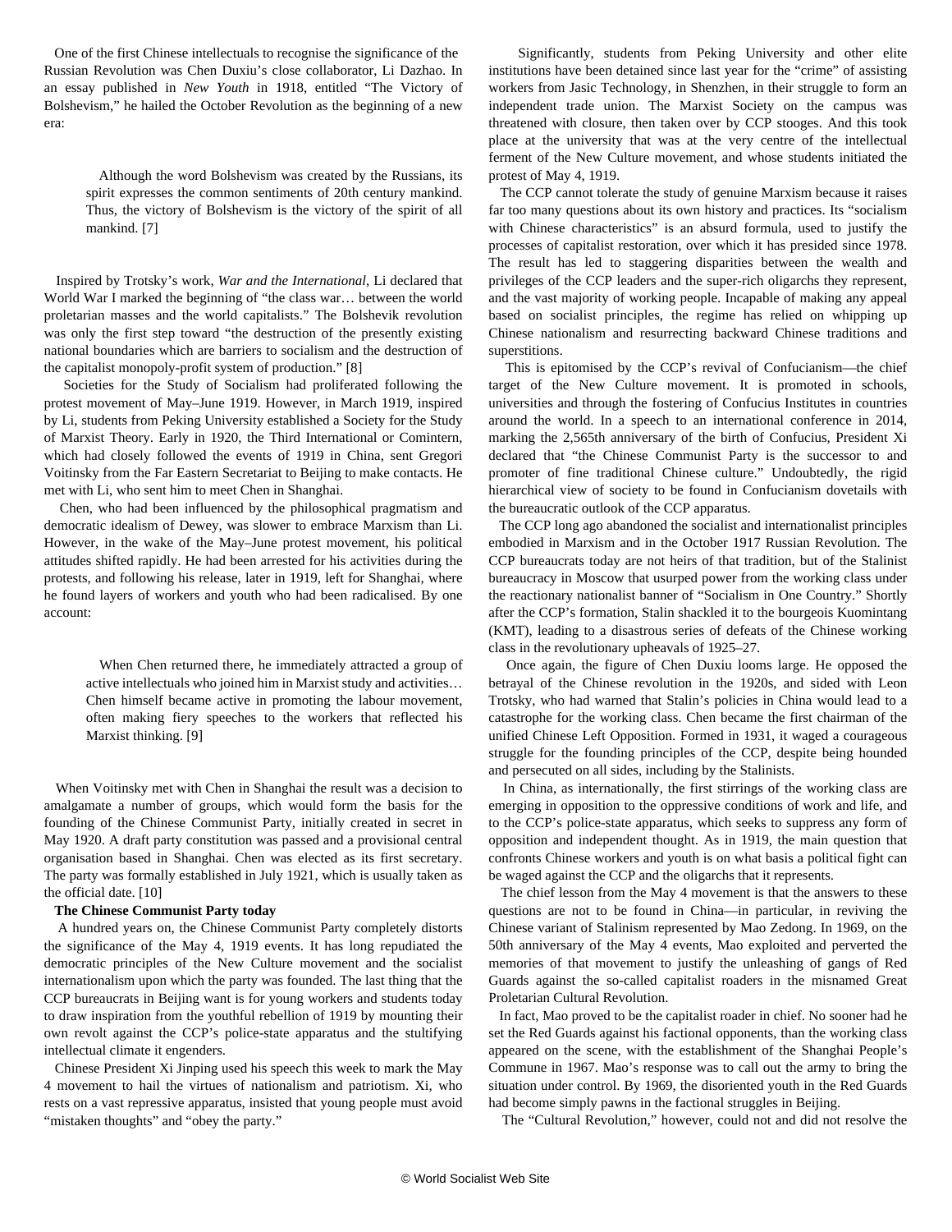One of the first Chinese intellectuals to recognise the significance of the Russian Revolution was Chen Duxiu's close collaborator, Li Dazhao. In an essay published in *New Youth* in 1918, entitled "The Victory of Bolshevism," he hailed the October Revolution as the beginning of a new era:

> Although the word Bolshevism was created by the Russians, its spirit expresses the common sentiments of 20th century mankind. Thus, the victory of Bolshevism is the victory of the spirit of all mankind. [7]

Inspired by Trotsky's work, *War and the International*, Li declared that World War I marked the beginning of "the class war… between the world proletarian masses and the world capitalists." The Bolshevik revolution was only the first step toward "the destruction of the presently existing national boundaries which are barriers to socialism and the destruction of the capitalist monopoly-profit system of production." [8]

Societies for the Study of Socialism had proliferated following the protest movement of May–June 1919. However, in March 1919, inspired by Li, students from Peking University established a Society for the Study of Marxist Theory. Early in 1920, the Third International or Comintern, which had closely followed the events of 1919 in China, sent Gregori Voitinsky from the Far Eastern Secretariat to Beijing to make contacts. He met with Li, who sent him to meet Chen in Shanghai.

Chen, who had been influenced by the philosophical pragmatism and democratic idealism of Dewey, was slower to embrace Marxism than Li. However, in the wake of the May–June protest movement, his political attitudes shifted rapidly. He had been arrested for his activities during the protests, and following his release, later in 1919, left for Shanghai, where he found layers of workers and youth who had been radicalised. By one account:

> When Chen returned there, he immediately attracted a group of active intellectuals who joined him in Marxist study and activities… Chen himself became active in promoting the labour movement, often making fiery speeches to the workers that reflected his Marxist thinking. [9]

When Voitinsky met with Chen in Shanghai the result was a decision to amalgamate a number of groups, which would form the basis for the founding of the Chinese Communist Party, initially created in secret in May 1920. A draft party constitution was passed and a provisional central organisation based in Shanghai. Chen was elected as its first secretary. The party was formally established in July 1921, which is usually taken as the official date. [10]

**The Chinese Communist Party today**

A hundred years on, the Chinese Communist Party completely distorts the significance of the May 4, 1919 events. It has long repudiated the democratic principles of the New Culture movement and the socialist internationalism upon which the party was founded. The last thing that the CCP bureaucrats in Beijing want is for young workers and students today to draw inspiration from the youthful rebellion of 1919 by mounting their own revolt against the CCP's police-state apparatus and the stultifying intellectual climate it engenders.

Chinese President Xi Jinping used his speech this week to mark the May 4 movement to hail the virtues of nationalism and patriotism. Xi, who rests on a vast repressive apparatus, insisted that young people must avoid "mistaken thoughts" and "obey the party."

Significantly, students from Peking University and other elite institutions have been detained since last year for the "crime" of assisting workers from Jasic Technology, in Shenzhen, in their struggle to form an independent trade union. The Marxist Society on the campus was threatened with closure, then taken over by CCP stooges. And this took place at the university that was at the very centre of the intellectual ferment of the New Culture movement, and whose students initiated the protest of May 4, 1919.

The CCP cannot tolerate the study of genuine Marxism because it raises far too many questions about its own history and practices. Its "socialism with Chinese characteristics" is an absurd formula, used to justify the processes of capitalist restoration, over which it has presided since 1978. The result has led to staggering disparities between the wealth and privileges of the CCP leaders and the super-rich oligarchs they represent, and the vast majority of working people. Incapable of making any appeal based on socialist principles, the regime has relied on whipping up Chinese nationalism and resurrecting backward Chinese traditions and superstitions.

This is epitomised by the CCP's revival of Confucianism—the chief target of the New Culture movement. It is promoted in schools, universities and through the fostering of Confucius Institutes in countries around the world. In a speech to an international conference in 2014, marking the 2,565th anniversary of the birth of Confucius, President Xi declared that "the Chinese Communist Party is the successor to and promoter of fine traditional Chinese culture." Undoubtedly, the rigid hierarchical view of society to be found in Confucianism dovetails with the bureaucratic outlook of the CCP apparatus.

The CCP long ago abandoned the socialist and internationalist principles embodied in Marxism and in the October 1917 Russian Revolution. The CCP bureaucrats today are not heirs of that tradition, but of the Stalinist bureaucracy in Moscow that usurped power from the working class under the reactionary nationalist banner of "Socialism in One Country." Shortly after the CCP's formation, Stalin shackled it to the bourgeois Kuomintang (KMT), leading to a disastrous series of defeats of the Chinese working class in the revolutionary upheavals of 1925–27.

Once again, the figure of Chen Duxiu looms large. He opposed the betrayal of the Chinese revolution in the 1920s, and sided with Leon Trotsky, who had warned that Stalin's policies in China would lead to a catastrophe for the working class. Chen became the first chairman of the unified Chinese Left Opposition. Formed in 1931, it waged a courageous struggle for the founding principles of the CCP, despite being hounded and persecuted on all sides, including by the Stalinists.

In China, as internationally, the first stirrings of the working class are emerging in opposition to the oppressive conditions of work and life, and to the CCP's police-state apparatus, which seeks to suppress any form of opposition and independent thought. As in 1919, the main question that confronts Chinese workers and youth is on what basis a political fight can be waged against the CCP and the oligarchs that it represents.

The chief lesson from the May 4 movement is that the answers to these questions are not to be found in China—in particular, in reviving the Chinese variant of Stalinism represented by Mao Zedong. In 1969, on the 50th anniversary of the May 4 events, Mao exploited and perverted the memories of that movement to justify the unleashing of gangs of Red Guards against the so-called capitalist roaders in the misnamed Great Proletarian Cultural Revolution.

In fact, Mao proved to be the capitalist roader in chief. No sooner had he set the Red Guards against his factional opponents, than the working class appeared on the scene, with the establishment of the Shanghai People's Commune in 1967. Mao's response was to call out the army to bring the situation under control. By 1969, the disoriented youth in the Red Guards had become simply pawns in the factional struggles in Beijing.

The "Cultural Revolution," however, could not and did not resolve the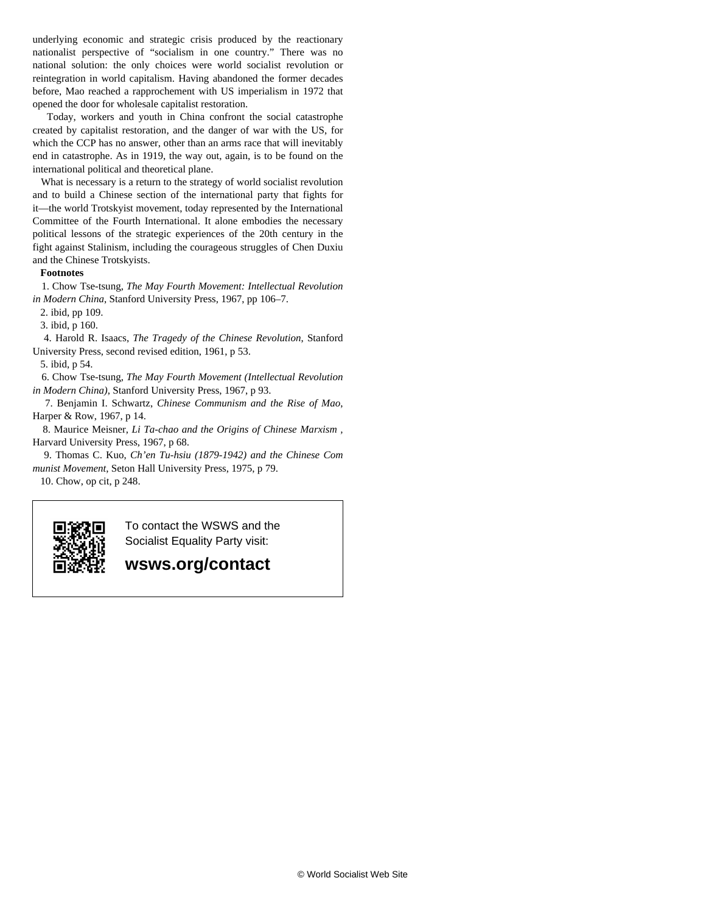underlying economic and strategic crisis produced by the reactionary nationalist perspective of "socialism in one country." There was no national solution: the only choices were world socialist revolution or reintegration in world capitalism. Having abandoned the former decades before, Mao reached a rapprochement with US imperialism in 1972 that opened the door for wholesale capitalist restoration.

Today, workers and youth in China confront the social catastrophe created by capitalist restoration, and the danger of war with the US, for which the CCP has no answer, other than an arms race that will inevitably end in catastrophe. As in 1919, the way out, again, is to be found on the international political and theoretical plane.

What is necessary is a return to the strategy of world socialist revolution and to build a Chinese section of the international party that fights for it—the world Trotskyist movement, today represented by the International Committee of the Fourth International. It alone embodies the necessary political lessons of the strategic experiences of the 20th century in the fight against Stalinism, including the courageous struggles of Chen Duxiu and the Chinese Trotskyists.

**Footnotes**

1. Chow Tse-tsung, *The May Fourth Movement: Intellectual Revolution in Modern China*, Stanford University Press, 1967, pp 106–7.
2. ibid, pp 109.
3. ibid, p 160.
4. Harold R. Isaacs, *The Tragedy of the Chinese Revolution*, Stanford University Press, second revised edition, 1961, p 53.
5. ibid, p 54.
6. Chow Tse-tsung, *The May Fourth Movement (Intellectual Revolution in Modern China)*, Stanford University Press, 1967, p 93.
7. Benjamin I. Schwartz, *Chinese Communism and the Rise of Mao*, Harper & Row, 1967, p 14.
8. Maurice Meisner, *Li Ta-chao and the Origins of Chinese Marxism* , Harvard University Press, 1967, p 68.
9. Thomas C. Kuo, *Ch'en Tu-hsiu (1879-1942) and the Chinese Communist Movement*, Seton Hall University Press, 1975, p 79.
10. Chow, op cit, p 248.

To contact the WSWS and the Socialist Equality Party visit:

**wsws.org/contact**